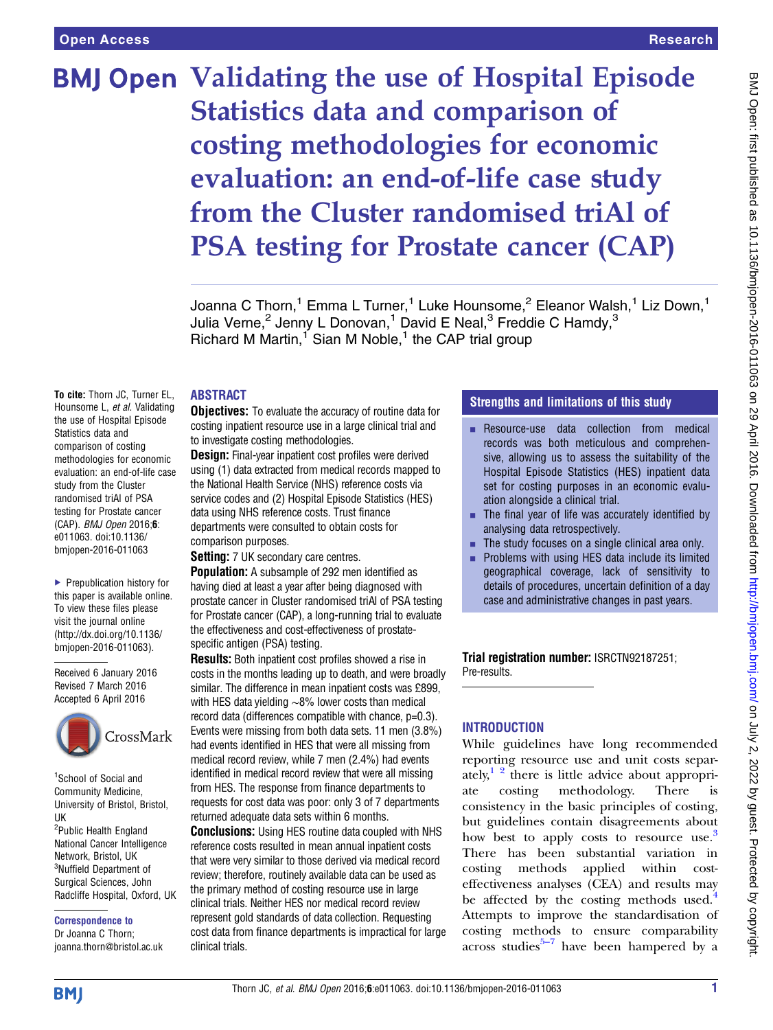# Validating the use of Hospital Episode Statistics data and comparison of costing methodologies for economic evaluation: an end-of-life case study from the Cluster randomised triAl of PSA testing for Prostate cancer (CAP)

Joanna C Thorn,[1] Emma L Turner,[1] Luke Hounsome,[2] Eleanor Walsh,[1] Liz Down,[1] Julia Verne,[2] Jenny L Donovan,[1] David E Neal,[3] Freddie C Hamdy,[3] Richard M Martin,[1] Sian M Noble,[1] the CAP trial group

**To cite:** Thorn JC, Turner EL, Hounsome L, *et al*. Validating the use of Hospital Episode Statistics data and comparison of costing methodologies for economic evaluation: an end-of-life case study from the Cluster randomised triAl of PSA testing for Prostate cancer (CAP). *BMJ Open* 2016;**6**: e011063. doi:10.1136/bmjopen-2016-011063

▸ Prepublication history for this paper is available online. To view these files please visit the journal online (http://dx.doi.org/10.1136/bmjopen-2016-011063).

Received 6 January 2016
Revised 7 March 2016
Accepted 6 April 2016

[1]School of Social and Community Medicine, University of Bristol, Bristol, UK
[2]Public Health England National Cancer Intelligence Network, Bristol, UK
[3]Nuffield Department of Surgical Sciences, John Radcliffe Hospital, Oxford, UK

**Correspondence to**
Dr Joanna C Thorn; joanna.thorn@bristol.ac.uk

## ABSTRACT

**Objectives:** To evaluate the accuracy of routine data for costing inpatient resource use in a large clinical trial and to investigate costing methodologies.

**Design:** Final-year inpatient cost profiles were derived using (1) data extracted from medical records mapped to the National Health Service (NHS) reference costs via service codes and (2) Hospital Episode Statistics (HES) data using NHS reference costs. Trust finance departments were consulted to obtain costs for comparison purposes.

**Setting:** 7 UK secondary care centres.

**Population:** A subsample of 292 men identified as having died at least a year after being diagnosed with prostate cancer in Cluster randomised triAl of PSA testing for Prostate cancer (CAP), a long-running trial to evaluate the effectiveness and cost-effectiveness of prostate-specific antigen (PSA) testing.

**Results:** Both inpatient cost profiles showed a rise in costs in the months leading up to death, and were broadly similar. The difference in mean inpatient costs was £899, with HES data yielding ~8% lower costs than medical record data (differences compatible with chance, p=0.3). Events were missing from both data sets. 11 men (3.8%) had events identified in HES that were all missing from medical record review, while 7 men (2.4%) had events identified in medical record review that were all missing from HES. The response from finance departments to requests for cost data was poor: only 3 of 7 departments returned adequate data sets within 6 months.

**Conclusions:** Using HES routine data coupled with NHS reference costs resulted in mean annual inpatient costs that were very similar to those derived via medical record review; therefore, routinely available data can be used as the primary method of costing resource use in large clinical trials. Neither HES nor medical record review represent gold standards of data collection. Requesting cost data from finance departments is impractical for large clinical trials.

## Strengths and limitations of this study

- Resource-use data collection from medical records was both meticulous and comprehensive, allowing us to assess the suitability of the Hospital Episode Statistics (HES) inpatient data set for costing purposes in an economic evaluation alongside a clinical trial.
- The final year of life was accurately identified by analysing data retrospectively.
- The study focuses on a single clinical area only.
- Problems with using HES data include its limited geographical coverage, lack of sensitivity to details of procedures, uncertain definition of a day case and administrative changes in past years.

**Trial registration number:** ISRCTN92187251; Pre-results.

## INTRODUCTION

While guidelines have long recommended reporting resource use and unit costs separately,[1 2] there is little advice about appropriate costing methodology. There is consistency in the basic principles of costing, but guidelines contain disagreements about how best to apply costs to resource use.[3] There has been substantial variation in costing methods applied within cost-effectiveness analyses (CEA) and results may be affected by the costing methods used.[4] Attempts to improve the standardisation of costing methods to ensure comparability across studies[5–7] have been hampered by a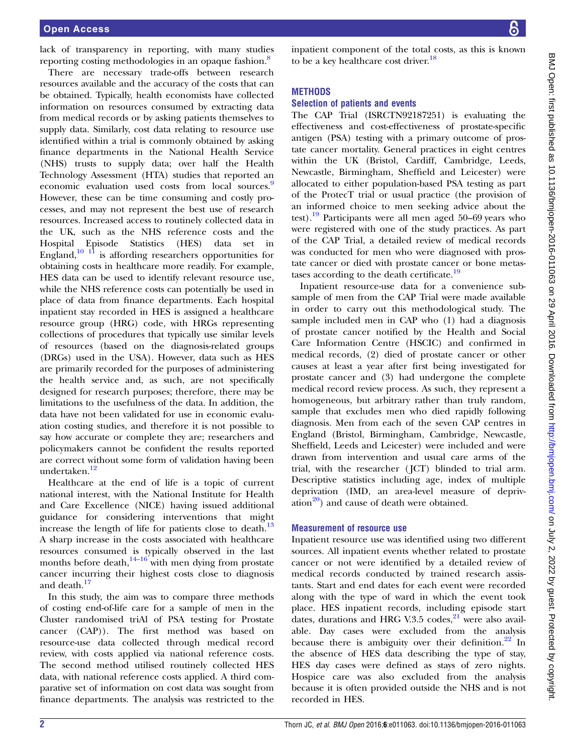lack of transparency in reporting, with many studies reporting costing methodologies in an opaque fashion.[8]

There are necessary trade-offs between research resources available and the accuracy of the costs that can be obtained. Typically, health economists have collected information on resources consumed by extracting data from medical records or by asking patients themselves to supply data. Similarly, cost data relating to resource use identified within a trial is commonly obtained by asking finance departments in the National Health Service (NHS) trusts to supply data; over half the Health Technology Assessment (HTA) studies that reported an economic evaluation used costs from local sources.[9] However, these can be time consuming and costly processes, and may not represent the best use of research resources. Increased access to routinely collected data in the UK, such as the NHS reference costs and the Hospital Episode Statistics (HES) data set in England,[10 11] is affording researchers opportunities for obtaining costs in healthcare more readily. For example, HES data can be used to identify relevant resource use, while the NHS reference costs can potentially be used in place of data from finance departments. Each hospital inpatient stay recorded in HES is assigned a healthcare resource group (HRG) code, with HRGs representing collections of procedures that typically use similar levels of resources (based on the diagnosis-related groups (DRGs) used in the USA). However, data such as HES are primarily recorded for the purposes of administering the health service and, as such, are not specifically designed for research purposes; therefore, there may be limitations to the usefulness of the data. In addition, the data have not been validated for use in economic evaluation costing studies, and therefore it is not possible to say how accurate or complete they are; researchers and policymakers cannot be confident the results reported are correct without some form of validation having been undertaken.[12]

Healthcare at the end of life is a topic of current national interest, with the National Institute for Health and Care Excellence (NICE) having issued additional guidance for considering interventions that might increase the length of life for patients close to death.[13] A sharp increase in the costs associated with healthcare resources consumed is typically observed in the last months before death,[14–16] with men dying from prostate cancer incurring their highest costs close to diagnosis and death.[17]

In this study, the aim was to compare three methods of costing end-of-life care for a sample of men in the Cluster randomised triAl of PSA testing for Prostate cancer (CAP)). The first method was based on resource-use data collected through medical record review, with costs applied via national reference costs. The second method utilised routinely collected HES data, with national reference costs applied. A third comparative set of information on cost data was sought from finance departments. The analysis was restricted to the inpatient component of the total costs, as this is known to be a key healthcare cost driver.[18]

## METHODS

### Selection of patients and events

The CAP Trial (ISRCTN92187251) is evaluating the effectiveness and cost-effectiveness of prostate-specific antigen (PSA) testing with a primary outcome of prostate cancer mortality. General practices in eight centres within the UK (Bristol, Cardiff, Cambridge, Leeds, Newcastle, Birmingham, Sheffield and Leicester) were allocated to either population-based PSA testing as part of the ProtecT trial or usual practice (the provision of an informed choice to men seeking advice about the test).[19] Participants were all men aged 50–69 years who were registered with one of the study practices. As part of the CAP Trial, a detailed review of medical records was conducted for men who were diagnosed with prostate cancer or died with prostate cancer or bone metastases according to the death certificate.[19]

Inpatient resource-use data for a convenience subsample of men from the CAP Trial were made available in order to carry out this methodological study. The sample included men in CAP who (1) had a diagnosis of prostate cancer notified by the Health and Social Care Information Centre (HSCIC) and confirmed in medical records, (2) died of prostate cancer or other causes at least a year after first being investigated for prostate cancer and (3) had undergone the complete medical record review process. As such, they represent a homogeneous, but arbitrary rather than truly random, sample that excludes men who died rapidly following diagnosis. Men from each of the seven CAP centres in England (Bristol, Birmingham, Cambridge, Newcastle, Sheffield, Leeds and Leicester) were included and were drawn from intervention and usual care arms of the trial, with the researcher (JCT) blinded to trial arm. Descriptive statistics including age, index of multiple deprivation (IMD, an area-level measure of deprivation[20]) and cause of death were obtained.

### Measurement of resource use

Inpatient resource use was identified using two different sources. All inpatient events whether related to prostate cancer or not were identified by a detailed review of medical records conducted by trained research assistants. Start and end dates for each event were recorded along with the type of ward in which the event took place. HES inpatient records, including episode start dates, durations and HRG V.3.5 codes,[21] were also available. Day cases were excluded from the analysis because there is ambiguity over their definition.[22] In the absence of HES data describing the type of stay, HES day cases were defined as stays of zero nights. Hospice care was also excluded from the analysis because it is often provided outside the NHS and is not recorded in HES.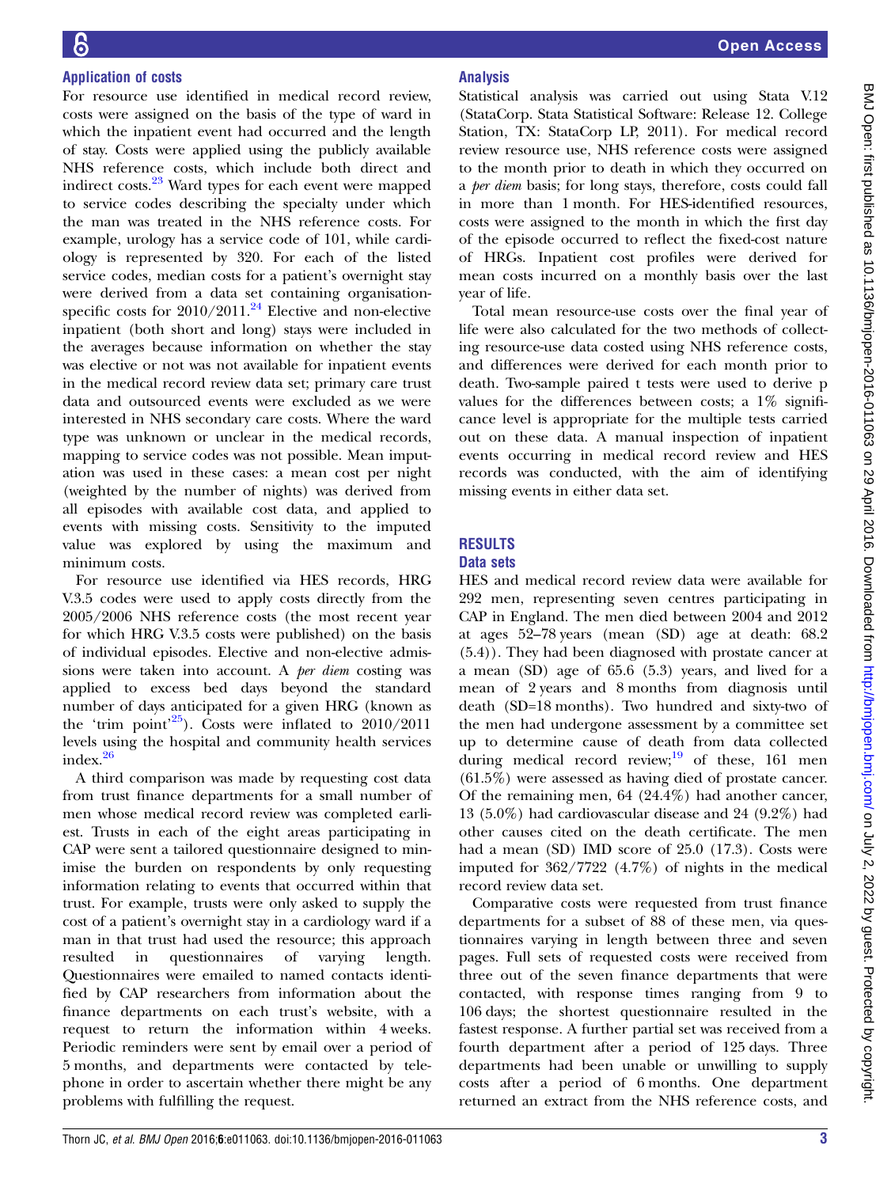### Application of costs

For resource use identified in medical record review, costs were assigned on the basis of the type of ward in which the inpatient event had occurred and the length of stay. Costs were applied using the publicly available NHS reference costs, which include both direct and indirect costs.[23] Ward types for each event were mapped to service codes describing the specialty under which the man was treated in the NHS reference costs. For example, urology has a service code of 101, while cardiology is represented by 320. For each of the listed service codes, median costs for a patient's overnight stay were derived from a data set containing organisation-specific costs for 2010/2011.[24] Elective and non-elective inpatient (both short and long) stays were included in the averages because information on whether the stay was elective or not was not available for inpatient events in the medical record review data set; primary care trust data and outsourced events were excluded as we were interested in NHS secondary care costs. Where the ward type was unknown or unclear in the medical records, mapping to service codes was not possible. Mean imputation was used in these cases: a mean cost per night (weighted by the number of nights) was derived from all episodes with available cost data, and applied to events with missing costs. Sensitivity to the imputed value was explored by using the maximum and minimum costs.

For resource use identified via HES records, HRG V.3.5 codes were used to apply costs directly from the 2005/2006 NHS reference costs (the most recent year for which HRG V.3.5 costs were published) on the basis of individual episodes. Elective and non-elective admissions were taken into account. A *per diem* costing was applied to excess bed days beyond the standard number of days anticipated for a given HRG (known as the 'trim point'[25]). Costs were inflated to 2010/2011 levels using the hospital and community health services index.[26]

A third comparison was made by requesting cost data from trust finance departments for a small number of men whose medical record review was completed earliest. Trusts in each of the eight areas participating in CAP were sent a tailored questionnaire designed to minimise the burden on respondents by only requesting information relating to events that occurred within that trust. For example, trusts were only asked to supply the cost of a patient's overnight stay in a cardiology ward if a man in that trust had used the resource; this approach resulted in questionnaires of varying length. Questionnaires were emailed to named contacts identified by CAP researchers from information about the finance departments on each trust's website, with a request to return the information within 4 weeks. Periodic reminders were sent by email over a period of 5 months, and departments were contacted by telephone in order to ascertain whether there might be any problems with fulfilling the request.

### Analysis

Statistical analysis was carried out using Stata V.12 (StataCorp. Stata Statistical Software: Release 12. College Station, TX: StataCorp LP, 2011). For medical record review resource use, NHS reference costs were assigned to the month prior to death in which they occurred on a *per diem* basis; for long stays, therefore, costs could fall in more than 1 month. For HES-identified resources, costs were assigned to the month in which the first day of the episode occurred to reflect the fixed-cost nature of HRGs. Inpatient cost profiles were derived for mean costs incurred on a monthly basis over the last year of life.

Total mean resource-use costs over the final year of life were also calculated for the two methods of collecting resource-use data costed using NHS reference costs, and differences were derived for each month prior to death. Two-sample paired t tests were used to derive p values for the differences between costs; a 1% significance level is appropriate for the multiple tests carried out on these data. A manual inspection of inpatient events occurring in medical record review and HES records was conducted, with the aim of identifying missing events in either data set.

## RESULTS

### Data sets

HES and medical record review data were available for 292 men, representing seven centres participating in CAP in England. The men died between 2004 and 2012 at ages 52–78 years (mean (SD) age at death: 68.2 (5.4)). They had been diagnosed with prostate cancer at a mean (SD) age of 65.6 (5.3) years, and lived for a mean of 2 years and 8 months from diagnosis until death (SD=18 months). Two hundred and sixty-two of the men had undergone assessment by a committee set up to determine cause of death from data collected during medical record review;[19] of these, 161 men (61.5%) were assessed as having died of prostate cancer. Of the remaining men, 64 (24.4%) had another cancer, 13 (5.0%) had cardiovascular disease and 24 (9.2%) had other causes cited on the death certificate. The men had a mean (SD) IMD score of 25.0 (17.3). Costs were imputed for 362/7722 (4.7%) of nights in the medical record review data set.

Comparative costs were requested from trust finance departments for a subset of 88 of these men, via questionnaires varying in length between three and seven pages. Full sets of requested costs were received from three out of the seven finance departments that were contacted, with response times ranging from 9 to 106 days; the shortest questionnaire resulted in the fastest response. A further partial set was received from a fourth department after a period of 125 days. Three departments had been unable or unwilling to supply costs after a period of 6 months. One department returned an extract from the NHS reference costs, and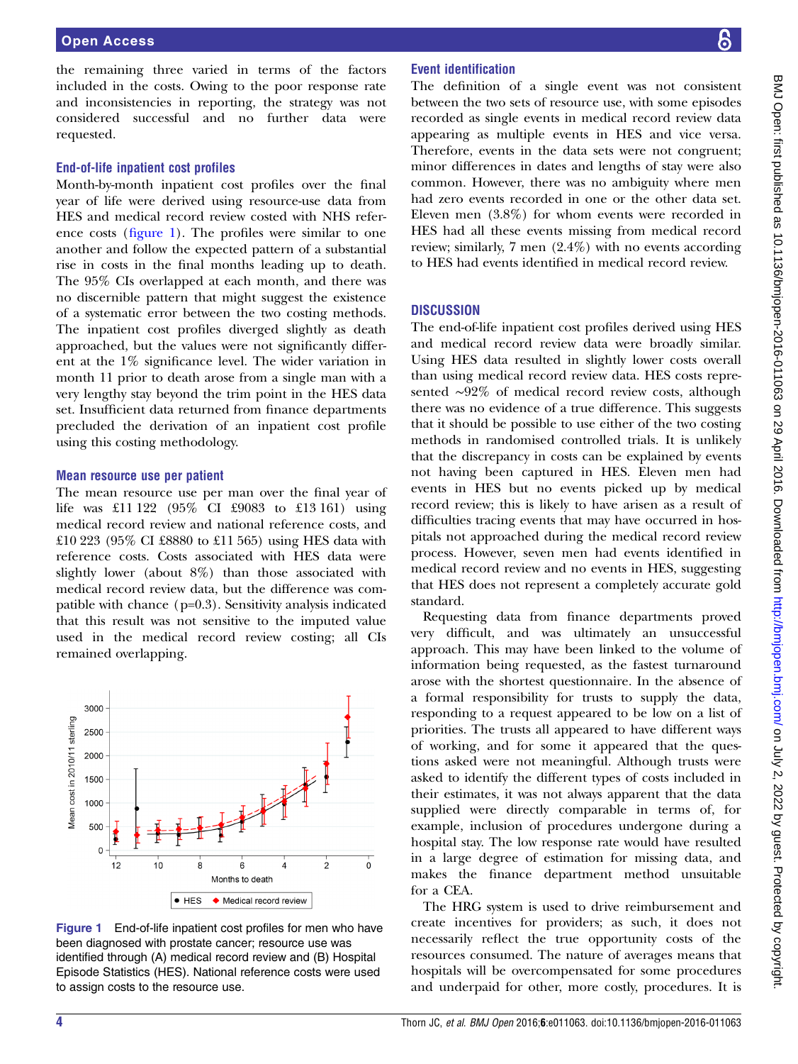the remaining three varied in terms of the factors included in the costs. Owing to the poor response rate and inconsistencies in reporting, the strategy was not considered successful and no further data were requested.

### End-of-life inpatient cost profiles

Month-by-month inpatient cost profiles over the final year of life were derived using resource-use data from HES and medical record review costed with NHS reference costs (figure 1). The profiles were similar to one another and follow the expected pattern of a substantial rise in costs in the final months leading up to death. The 95% CIs overlapped at each month, and there was no discernible pattern that might suggest the existence of a systematic error between the two costing methods. The inpatient cost profiles diverged slightly as death approached, but the values were not significantly different at the 1% significance level. The wider variation in month 11 prior to death arose from a single man with a very lengthy stay beyond the trim point in the HES data set. Insufficient data returned from finance departments precluded the derivation of an inpatient cost profile using this costing methodology.

### Mean resource use per patient

The mean resource use per man over the final year of life was £11 122 (95% CI £9083 to £13 161) using medical record review and national reference costs, and £10 223 (95% CI £8880 to £11 565) using HES data with reference costs. Costs associated with HES data were slightly lower (about 8%) than those associated with medical record review data, but the difference was compatible with chance (p=0.3). Sensitivity analysis indicated that this result was not sensitive to the imputed value used in the medical record review costing; all CIs remained overlapping.

Figure 1 End-of-life inpatient cost profiles for men who have been diagnosed with prostate cancer; resource use was identified through (A) medical record review and (B) Hospital Episode Statistics (HES). National reference costs were used to assign costs to the resource use.

### Event identification

The definition of a single event was not consistent between the two sets of resource use, with some episodes recorded as single events in medical record review data appearing as multiple events in HES and vice versa. Therefore, events in the data sets were not congruent; minor differences in dates and lengths of stay were also common. However, there was no ambiguity where men had zero events recorded in one or the other data set. Eleven men (3.8%) for whom events were recorded in HES had all these events missing from medical record review; similarly, 7 men (2.4%) with no events according to HES had events identified in medical record review.

## DISCUSSION

The end-of-life inpatient cost profiles derived using HES and medical record review data were broadly similar. Using HES data resulted in slightly lower costs overall than using medical record review data. HES costs represented ~92% of medical record review costs, although there was no evidence of a true difference. This suggests that it should be possible to use either of the two costing methods in randomised controlled trials. It is unlikely that the discrepancy in costs can be explained by events not having been captured in HES. Eleven men had events in HES but no events picked up by medical record review; this is likely to have arisen as a result of difficulties tracing events that may have occurred in hospitals not approached during the medical record review process. However, seven men had events identified in medical record review and no events in HES, suggesting that HES does not represent a completely accurate gold standard.

Requesting data from finance departments proved very difficult, and was ultimately an unsuccessful approach. This may have been linked to the volume of information being requested, as the fastest turnaround arose with the shortest questionnaire. In the absence of a formal responsibility for trusts to supply the data, responding to a request appeared to be low on a list of priorities. The trusts all appeared to have different ways of working, and for some it appeared that the questions asked were not meaningful. Although trusts were asked to identify the different types of costs included in their estimates, it was not always apparent that the data supplied were directly comparable in terms of, for example, inclusion of procedures undergone during a hospital stay. The low response rate would have resulted in a large degree of estimation for missing data, and makes the finance department method unsuitable for a CEA.

The HRG system is used to drive reimbursement and create incentives for providers; as such, it does not necessarily reflect the true opportunity costs of the resources consumed. The nature of averages means that hospitals will be overcompensated for some procedures and underpaid for other, more costly, procedures. It is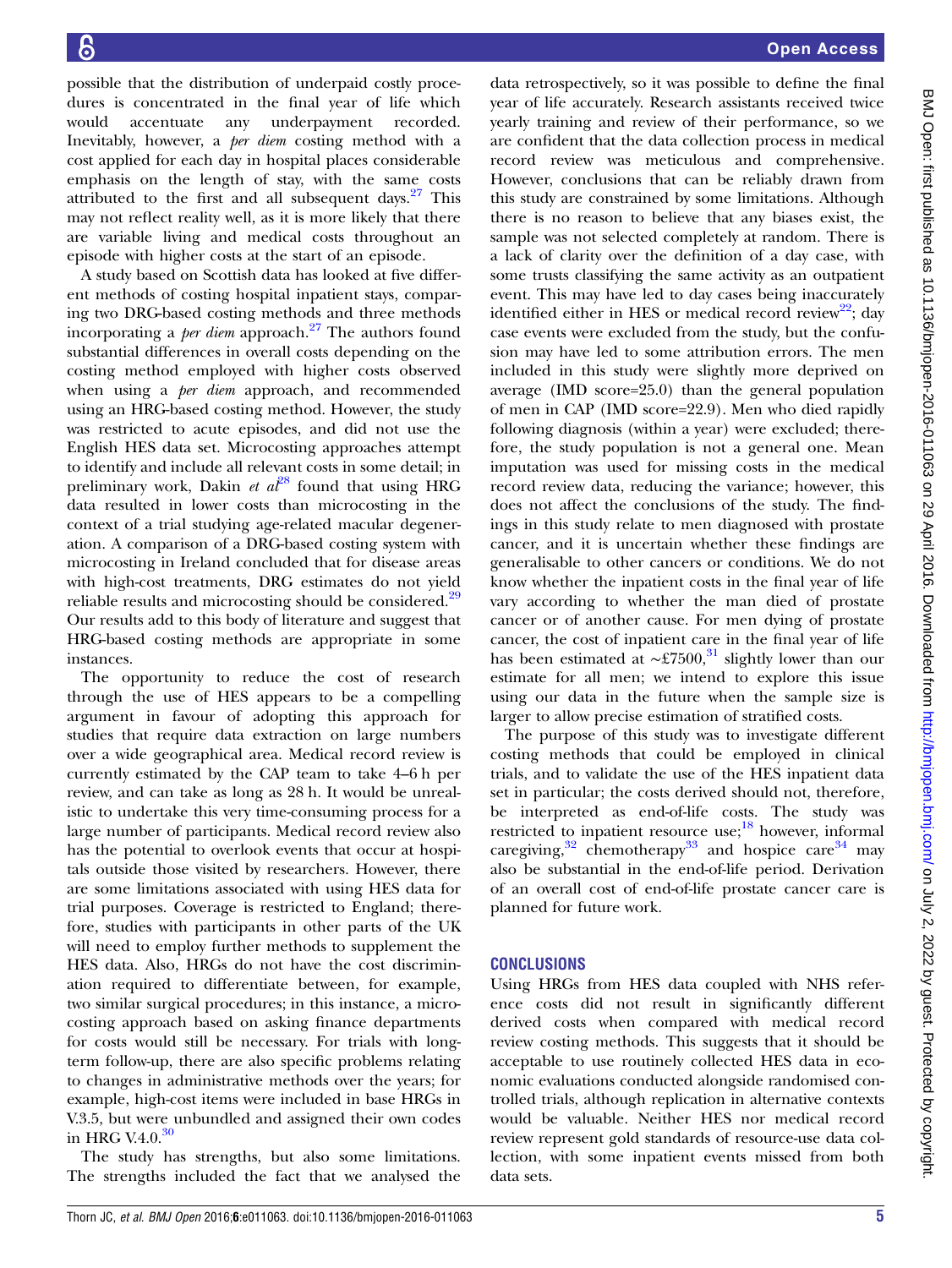possible that the distribution of underpaid costly procedures is concentrated in the final year of life which would accentuate any underpayment recorded. Inevitably, however, a *per diem* costing method with a cost applied for each day in hospital places considerable emphasis on the length of stay, with the same costs attributed to the first and all subsequent days.[27] This may not reflect reality well, as it is more likely that there are variable living and medical costs throughout an episode with higher costs at the start of an episode.

A study based on Scottish data has looked at five different methods of costing hospital inpatient stays, comparing two DRG-based costing methods and three methods incorporating a *per diem* approach.[27] The authors found substantial differences in overall costs depending on the costing method employed with higher costs observed when using a *per diem* approach, and recommended using an HRG-based costing method. However, the study was restricted to acute episodes, and did not use the English HES data set. Microcosting approaches attempt to identify and include all relevant costs in some detail; in preliminary work, Dakin *et al*[28] found that using HRG data resulted in lower costs than microcosting in the context of a trial studying age-related macular degeneration. A comparison of a DRG-based costing system with microcosting in Ireland concluded that for disease areas with high-cost treatments, DRG estimates do not yield reliable results and microcosting should be considered.[29] Our results add to this body of literature and suggest that HRG-based costing methods are appropriate in some instances.

The opportunity to reduce the cost of research through the use of HES appears to be a compelling argument in favour of adopting this approach for studies that require data extraction on large numbers over a wide geographical area. Medical record review is currently estimated by the CAP team to take 4–6 h per review, and can take as long as 28 h. It would be unrealistic to undertake this very time-consuming process for a large number of participants. Medical record review also has the potential to overlook events that occur at hospitals outside those visited by researchers. However, there are some limitations associated with using HES data for trial purposes. Coverage is restricted to England; therefore, studies with participants in other parts of the UK will need to employ further methods to supplement the HES data. Also, HRGs do not have the cost discrimination required to differentiate between, for example, two similar surgical procedures; in this instance, a microcosting approach based on asking finance departments for costs would still be necessary. For trials with long-term follow-up, there are also specific problems relating to changes in administrative methods over the years; for example, high-cost items were included in base HRGs in V.3.5, but were unbundled and assigned their own codes in HRG V.4.0.[30]

The study has strengths, but also some limitations. The strengths included the fact that we analysed the data retrospectively, so it was possible to define the final year of life accurately. Research assistants received twice yearly training and review of their performance, so we are confident that the data collection process in medical record review was meticulous and comprehensive. However, conclusions that can be reliably drawn from this study are constrained by some limitations. Although there is no reason to believe that any biases exist, the sample was not selected completely at random. There is a lack of clarity over the definition of a day case, with some trusts classifying the same activity as an outpatient event. This may have led to day cases being inaccurately identified either in HES or medical record review[22]; day case events were excluded from the study, but the confusion may have led to some attribution errors. The men included in this study were slightly more deprived on average (IMD score=25.0) than the general population of men in CAP (IMD score=22.9). Men who died rapidly following diagnosis (within a year) were excluded; therefore, the study population is not a general one. Mean imputation was used for missing costs in the medical record review data, reducing the variance; however, this does not affect the conclusions of the study. The findings in this study relate to men diagnosed with prostate cancer, and it is uncertain whether these findings are generalisable to other cancers or conditions. We do not know whether the inpatient costs in the final year of life vary according to whether the man died of prostate cancer or of another cause. For men dying of prostate cancer, the cost of inpatient care in the final year of life has been estimated at ~£7500,[31] slightly lower than our estimate for all men; we intend to explore this issue using our data in the future when the sample size is larger to allow precise estimation of stratified costs.

The purpose of this study was to investigate different costing methods that could be employed in clinical trials, and to validate the use of the HES inpatient data set in particular; the costs derived should not, therefore, be interpreted as end-of-life costs. The study was restricted to inpatient resource use;[18] however, informal caregiving,[32] chemotherapy[33] and hospice care[34] may also be substantial in the end-of-life period. Derivation of an overall cost of end-of-life prostate cancer care is planned for future work.

## CONCLUSIONS

Using HRGs from HES data coupled with NHS reference costs did not result in significantly different derived costs when compared with medical record review costing methods. This suggests that it should be acceptable to use routinely collected HES data in economic evaluations conducted alongside randomised controlled trials, although replication in alternative contexts would be valuable. Neither HES nor medical record review represent gold standards of resource-use data collection, with some inpatient events missed from both data sets.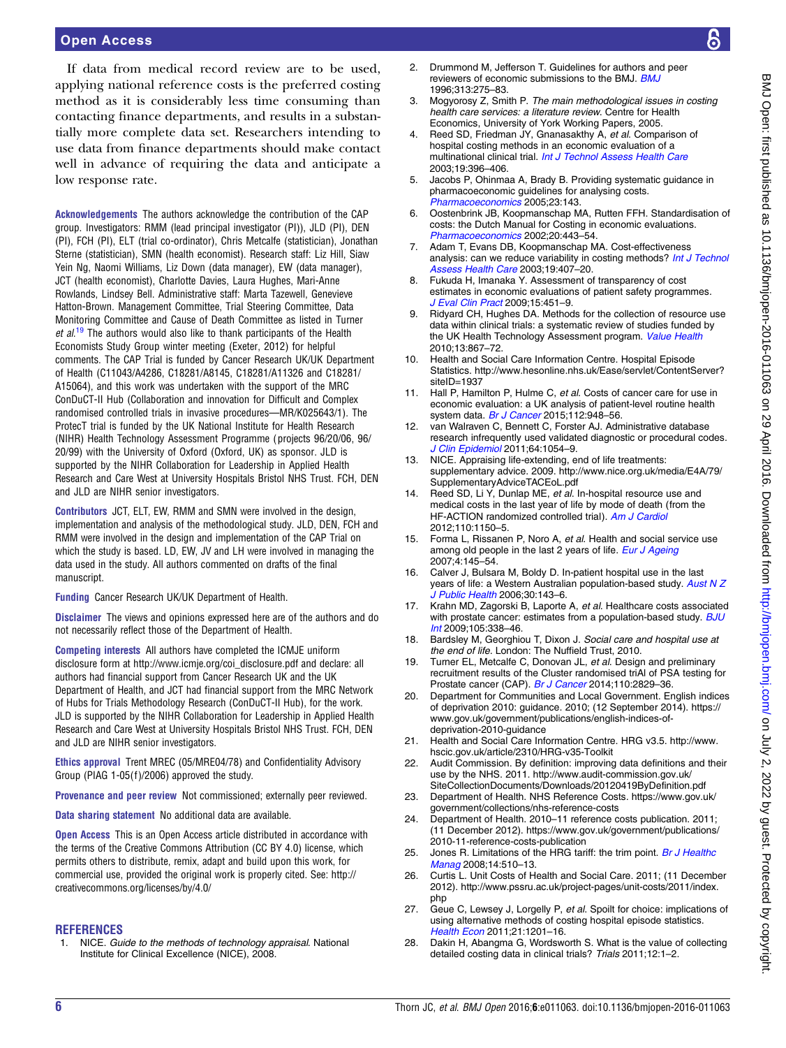If data from medical record review are to be used, applying national reference costs is the preferred costing method as it is considerably less time consuming than contacting finance departments, and results in a substantially more complete data set. Researchers intending to use data from finance departments should make contact well in advance of requiring the data and anticipate a low response rate.

**Acknowledgements** The authors acknowledge the contribution of the CAP group. Investigators: RMM (lead principal investigator (PI)), JLD (PI), DEN (PI), FCH (PI), ELT (trial co-ordinator), Chris Metcalfe (statistician), Jonathan Sterne (statistician), SMN (health economist). Research staff: Liz Hill, Siaw Yein Ng, Naomi Williams, Liz Down (data manager), EW (data manager), JCT (health economist), Charlotte Davies, Laura Hughes, Mari-Anne Rowlands, Lindsey Bell. Administrative staff: Marta Tazewell, Genevieve Hatton-Brown. Management Committee, Trial Steering Committee, Data Monitoring Committee and Cause of Death Committee as listed in Turner *et al*.[19] The authors would also like to thank participants of the Health Economists Study Group winter meeting (Exeter, 2012) for helpful comments. The CAP Trial is funded by Cancer Research UK/UK Department of Health (C11043/A4286, C18281/A8145, C18281/A11326 and C18281/A15064), and this work was undertaken with the support of the MRC ConDuCT-II Hub (Collaboration and innovation for Difficult and Complex randomised controlled trials in invasive procedures—MR/K025643/1). The ProtecT trial is funded by the UK National Institute for Health Research (NIHR) Health Technology Assessment Programme (projects 96/20/06, 96/20/99) with the University of Oxford (Oxford, UK) as sponsor. JLD is supported by the NIHR Collaboration for Leadership in Applied Health Research and Care West at University Hospitals Bristol NHS Trust. FCH, DEN and JLD are NIHR senior investigators.

**Contributors** JCT, ELT, EW, RMM and SMN were involved in the design, implementation and analysis of the methodological study. JLD, DEN, FCH and RMM were involved in the design and implementation of the CAP Trial on which the study is based. LD, EW, JV and LH were involved in managing the data used in the study. All authors commented on drafts of the final manuscript.

**Funding** Cancer Research UK/UK Department of Health.

**Disclaimer** The views and opinions expressed here are of the authors and do not necessarily reflect those of the Department of Health.

**Competing interests** All authors have completed the ICMJE uniform disclosure form at http://www.icmje.org/coi_disclosure.pdf and declare: all authors had financial support from Cancer Research UK and the UK Department of Health, and JCT had financial support from the MRC Network of Hubs for Trials Methodology Research (ConDuCT-II Hub), for the work. JLD is supported by the NIHR Collaboration for Leadership in Applied Health Research and Care West at University Hospitals Bristol NHS Trust. FCH, DEN and JLD are NIHR senior investigators.

**Ethics approval** Trent MREC (05/MRE04/78) and Confidentiality Advisory Group (PIAG 1-05(f)/2006) approved the study.

**Provenance and peer review** Not commissioned; externally peer reviewed.

**Data sharing statement** No additional data are available.

**Open Access** This is an Open Access article distributed in accordance with the terms of the Creative Commons Attribution (CC BY 4.0) license, which permits others to distribute, remix, adapt and build upon this work, for commercial use, provided the original work is properly cited. See: http://creativecommons.org/licenses/by/4.0/

## REFERENCES

1. NICE. *Guide to the methods of technology appraisal*. National Institute for Clinical Excellence (NICE), 2008.
2. Drummond M, Jefferson T. Guidelines for authors and peer reviewers of economic submissions to the BMJ. *BMJ* 1996;313:275–83.
3. Mogyorosy Z, Smith P. *The main methodological issues in costing health care services: a literature review*. Centre for Health Economics, University of York Working Papers, 2005.
4. Reed SD, Friedman JY, Gnanasakthy A, *et al*. Comparison of hospital costing methods in an economic evaluation of a multinational clinical trial. *Int J Technol Assess Health Care* 2003;19:396–406.
5. Jacobs P, Ohinmaa A, Brady B. Providing systematic guidance in pharmacoeconomic guidelines for analysing costs. *Pharmacoeconomics* 2005;23:143.
6. Oostenbrink JB, Koopmanschap MA, Rutten FFH. Standardisation of costs: the Dutch Manual for Costing in economic evaluations. *Pharmacoeconomics* 2002;20:443–54.
7. Adam T, Evans DB, Koopmanschap MA. Cost-effectiveness analysis: can we reduce variability in costing methods? *Int J Technol Assess Health Care* 2003;19:407–20.
8. Fukuda H, Imanaka Y. Assessment of transparency of cost estimates in economic evaluations of patient safety programmes. *J Eval Clin Pract* 2009;15:451–9.
9. Ridyard CH, Hughes DA. Methods for the collection of resource use data within clinical trials: a systematic review of studies funded by the UK Health Technology Assessment program. *Value Health* 2010;13:867–72.
10. Health and Social Care Information Centre. Hospital Episode Statistics. http://www.hesonline.nhs.uk/Ease/servlet/ContentServer?siteID=1937
11. Hall P, Hamilton P, Hulme C, *et al*. Costs of cancer care for use in economic evaluation: a UK analysis of patient-level routine health system data. *Br J Cancer* 2015;112:948–56.
12. van Walraven C, Bennett C, Forster AJ. Administrative database research infrequently used validated diagnostic or procedural codes. *J Clin Epidemiol* 2011;64:1054–9.
13. NICE. Appraising life-extending, end of life treatments: supplementary advice. 2009. http://www.nice.org.uk/media/E4A/79/SupplementaryAdviceTACEoL.pdf
14. Reed SD, Li Y, Dunlap ME, *et al*. In-hospital resource use and medical costs in the last year of life by mode of death (from the HF-ACTION randomized controlled trial). *Am J Cardiol* 2012;110:1150–5.
15. Forma L, Rissanen P, Noro A, *et al*. Health and social service use among old people in the last 2 years of life. *Eur J Ageing* 2007;4:145–54.
16. Calver J, Bulsara M, Boldy D. In-patient hospital use in the last years of life: a Western Australian population-based study. *Aust N Z J Public Health* 2006;30:143–6.
17. Krahn MD, Zagorski B, Laporte A, *et al*. Healthcare costs associated with prostate cancer: estimates from a population-based study. *BJU Int* 2009;105:338–46.
18. Bardsley M, Georghiou T, Dixon J. *Social care and hospital use at the end of life*. London: The Nuffield Trust, 2010.
19. Turner EL, Metcalfe C, Donovan JL, *et al*. Design and preliminary recruitment results of the Cluster randomised triAl of PSA testing for Prostate cancer (CAP). *Br J Cancer* 2014;110:2829–36.
20. Department for Communities and Local Government. English indices of deprivation 2010: guidance. 2010; (12 September 2014). https://www.gov.uk/government/publications/english-indices-of-deprivation-2010-guidance
21. Health and Social Care Information Centre. HRG v3.5. http://www.hscic.gov.uk/article/2310/HRG-v35-Toolkit
22. Audit Commission. By definition: improving data definitions and their use by the NHS. 2011. http://www.audit-commission.gov.uk/SiteCollectionDocuments/Downloads/20120419ByDefinition.pdf
23. Department of Health. NHS Reference Costs. https://www.gov.uk/government/collections/nhs-reference-costs
24. Department of Health. 2010–11 reference costs publication. 2011; (11 December 2012). https://www.gov.uk/government/publications/2010-11-reference-costs-publication
25. Jones R. Limitations of the HRG tariff: the trim point. *Br J Healthc Manag* 2008;14:510–13.
26. Curtis L. Unit Costs of Health and Social Care. 2011; (11 December 2012). http://www.pssru.ac.uk/project-pages/unit-costs/2011/index.php
27. Geue C, Lewsey J, Lorgelly P, *et al*. Spoilt for choice: implications of using alternative methods of costing hospital episode statistics. *Health Econ* 2011;21:1201–16.
28. Dakin H, Abangma G, Wordsworth S. What is the value of collecting detailed costing data in clinical trials? *Trials* 2011;12:1–2.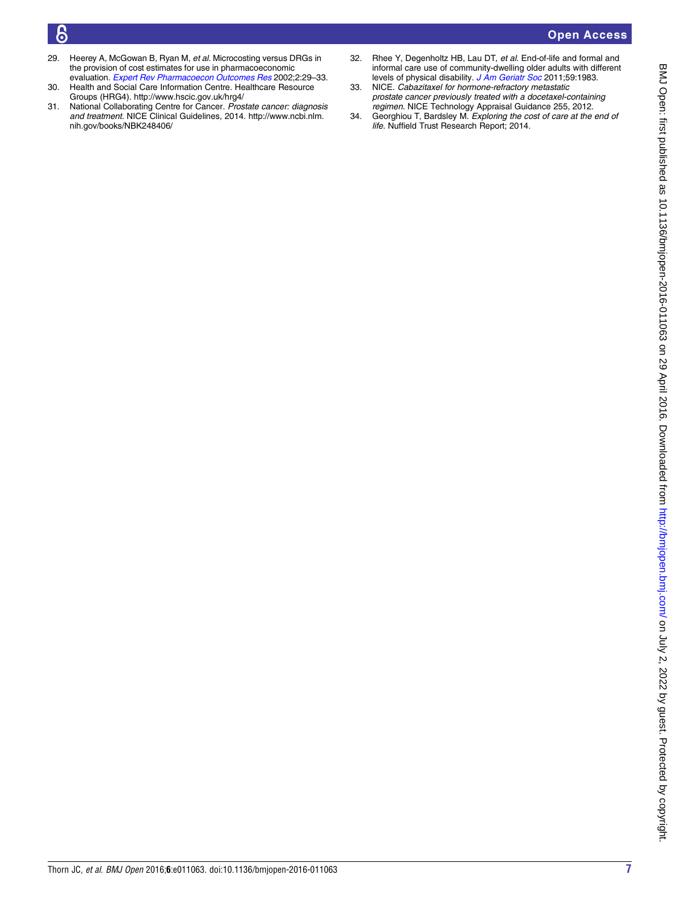29. Heerey A, McGowan B, Ryan M, *et al*. Microcosting versus DRGs in the provision of cost estimates for use in pharmacoeconomic evaluation. *Expert Rev Pharmacoecon Outcomes Res* 2002;2:29–33.
30. Health and Social Care Information Centre. Healthcare Resource Groups (HRG4). http://www.hscic.gov.uk/hrg4/
31. National Collaborating Centre for Cancer. *Prostate cancer: diagnosis and treatment*. NICE Clinical Guidelines, 2014. http://www.ncbi.nlm.nih.gov/books/NBK248406/
32. Rhee Y, Degenholtz HB, Lau DT, *et al*. End-of-life and formal and informal care use of community-dwelling older adults with different levels of physical disability. *J Am Geriatr Soc* 2011;59:1983.
33. NICE. *Cabazitaxel for hormone-refractory metastatic prostate cancer previously treated with a docetaxel-containing regimen*. NICE Technology Appraisal Guidance 255, 2012.
34. Georghiou T, Bardsley M. *Exploring the cost of care at the end of life*. Nuffield Trust Research Report; 2014.